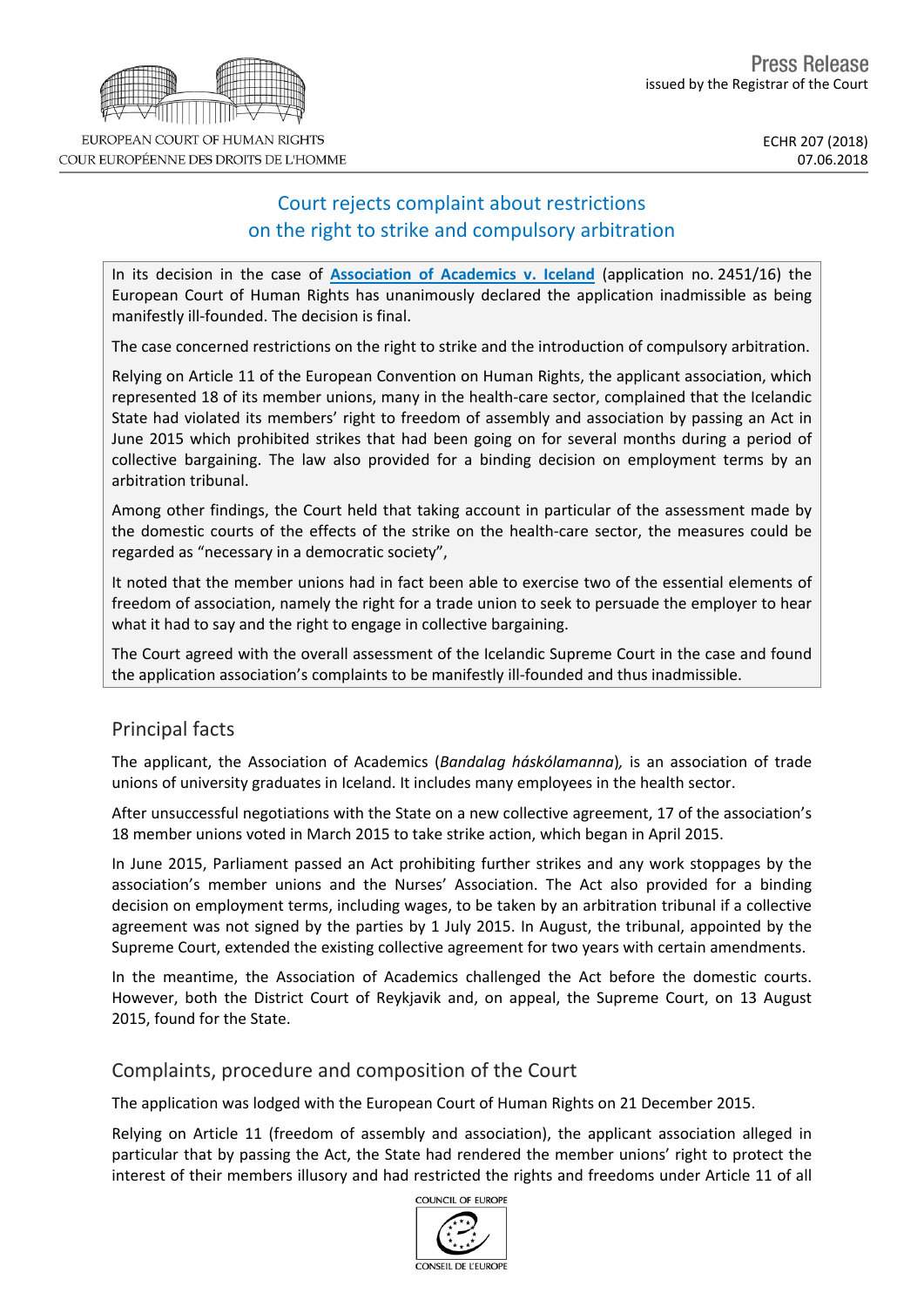Press Release

issued by the Registrar of the Court

ECHR 207 (2018)
07.06.2018

# Court rejects complaint about restrictions on the right to strike and compulsory arbitration

In its decision in the case of **Association of Academics v. Iceland** (application no. 2451/16) the European Court of Human Rights has unanimously declared the application inadmissible as being manifestly ill-founded. The decision is final.

The case concerned restrictions on the right to strike and the introduction of compulsory arbitration.

Relying on Article 11 of the European Convention on Human Rights, the applicant association, which represented 18 of its member unions, many in the health-care sector, complained that the Icelandic State had violated its members' right to freedom of assembly and association by passing an Act in June 2015 which prohibited strikes that had been going on for several months during a period of collective bargaining. The law also provided for a binding decision on employment terms by an arbitration tribunal.

Among other findings, the Court held that taking account in particular of the assessment made by the domestic courts of the effects of the strike on the health-care sector, the measures could be regarded as "necessary in a democratic society",

It noted that the member unions had in fact been able to exercise two of the essential elements of freedom of association, namely the right for a trade union to seek to persuade the employer to hear what it had to say and the right to engage in collective bargaining.

The Court agreed with the overall assessment of the Icelandic Supreme Court in the case and found the application association's complaints to be manifestly ill-founded and thus inadmissible.

## Principal facts

The applicant, the Association of Academics (*Bandalag háskólamanna*), is an association of trade unions of university graduates in Iceland. It includes many employees in the health sector.

After unsuccessful negotiations with the State on a new collective agreement, 17 of the association's 18 member unions voted in March 2015 to take strike action, which began in April 2015.

In June 2015, Parliament passed an Act prohibiting further strikes and any work stoppages by the association's member unions and the Nurses' Association. The Act also provided for a binding decision on employment terms, including wages, to be taken by an arbitration tribunal if a collective agreement was not signed by the parties by 1 July 2015. In August, the tribunal, appointed by the Supreme Court, extended the existing collective agreement for two years with certain amendments.

In the meantime, the Association of Academics challenged the Act before the domestic courts. However, both the District Court of Reykjavik and, on appeal, the Supreme Court, on 13 August 2015, found for the State.

## Complaints, procedure and composition of the Court

The application was lodged with the European Court of Human Rights on 21 December 2015.

Relying on Article 11 (freedom of assembly and association), the applicant association alleged in particular that by passing the Act, the State had rendered the member unions' right to protect the interest of their members illusory and had restricted the rights and freedoms under Article 11 of all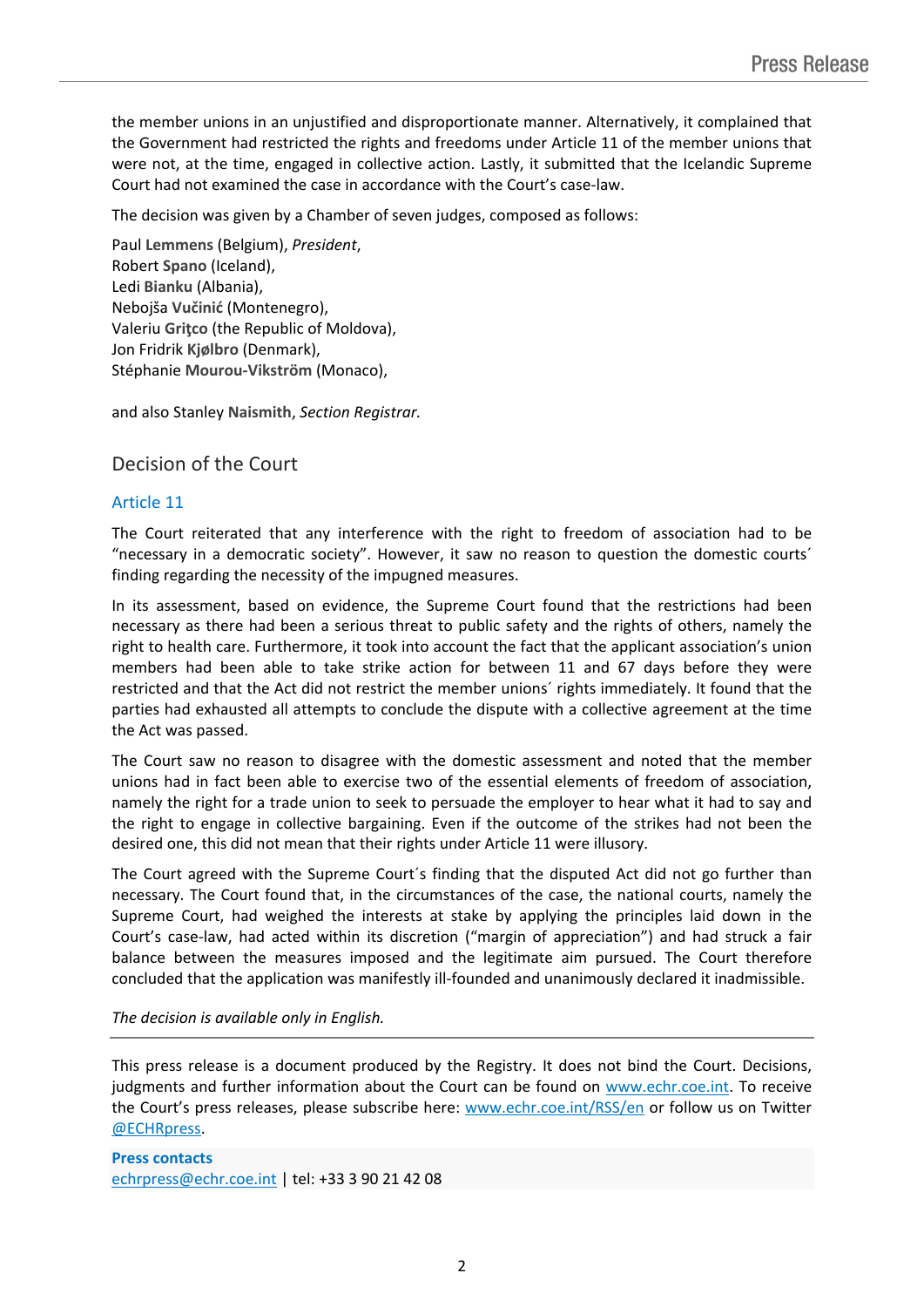the member unions in an unjustified and disproportionate manner. Alternatively, it complained that the Government had restricted the rights and freedoms under Article 11 of the member unions that were not, at the time, engaged in collective action. Lastly, it submitted that the Icelandic Supreme Court had not examined the case in accordance with the Court's case-law.

The decision was given by a Chamber of seven judges, composed as follows:

Paul **Lemmens** (Belgium), *President*,
Robert **Spano** (Iceland),
Ledi **Bianku** (Albania),
Nebojša **Vučinić** (Montenegro),
Valeriu **Griţco** (the Republic of Moldova),
Jon Fridrik **Kjølbro** (Denmark),
Stéphanie **Mourou-Vikström** (Monaco),

and also Stanley **Naismith**, *Section Registrar.*

## Decision of the Court

### Article 11

The Court reiterated that any interference with the right to freedom of association had to be "necessary in a democratic society". However, it saw no reason to question the domestic courts´ finding regarding the necessity of the impugned measures.

In its assessment, based on evidence, the Supreme Court found that the restrictions had been necessary as there had been a serious threat to public safety and the rights of others, namely the right to health care. Furthermore, it took into account the fact that the applicant association's union members had been able to take strike action for between 11 and 67 days before they were restricted and that the Act did not restrict the member unions´ rights immediately. It found that the parties had exhausted all attempts to conclude the dispute with a collective agreement at the time the Act was passed.

The Court saw no reason to disagree with the domestic assessment and noted that the member unions had in fact been able to exercise two of the essential elements of freedom of association, namely the right for a trade union to seek to persuade the employer to hear what it had to say and the right to engage in collective bargaining. Even if the outcome of the strikes had not been the desired one, this did not mean that their rights under Article 11 were illusory.

The Court agreed with the Supreme Court´s finding that the disputed Act did not go further than necessary. The Court found that, in the circumstances of the case, the national courts, namely the Supreme Court, had weighed the interests at stake by applying the principles laid down in the Court's case-law, had acted within its discretion ("margin of appreciation") and had struck a fair balance between the measures imposed and the legitimate aim pursued. The Court therefore concluded that the application was manifestly ill-founded and unanimously declared it inadmissible.

*The decision is available only in English.*

---

This press release is a document produced by the Registry. It does not bind the Court. Decisions, judgments and further information about the Court can be found on www.echr.coe.int. To receive the Court's press releases, please subscribe here: www.echr.coe.int/RSS/en or follow us on Twitter @ECHRpress.

**Press contacts**
echrpress@echr.coe.int | tel: +33 3 90 21 42 08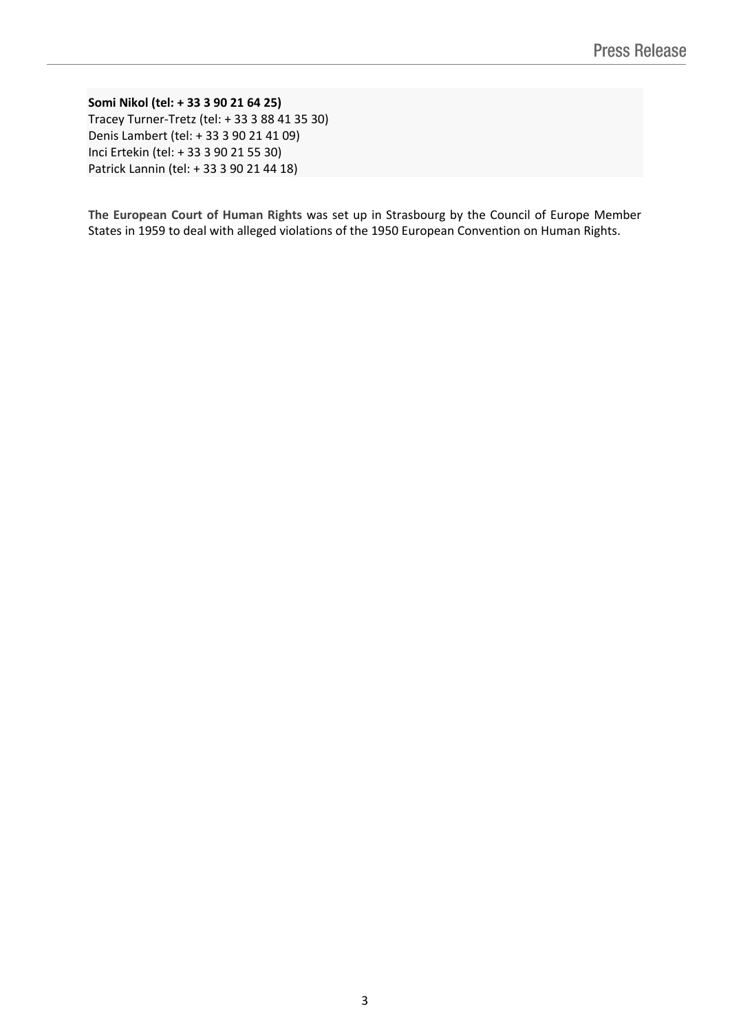**Somi Nikol (tel: + 33 3 90 21 64 25)**
Tracey Turner-Tretz (tel: + 33 3 88 41 35 30)
Denis Lambert (tel: + 33 3 90 21 41 09)
Inci Ertekin (tel: + 33 3 90 21 55 30)
Patrick Lannin (tel: + 33 3 90 21 44 18)

**The European Court of Human Rights** was set up in Strasbourg by the Council of Europe Member States in 1959 to deal with alleged violations of the 1950 European Convention on Human Rights.